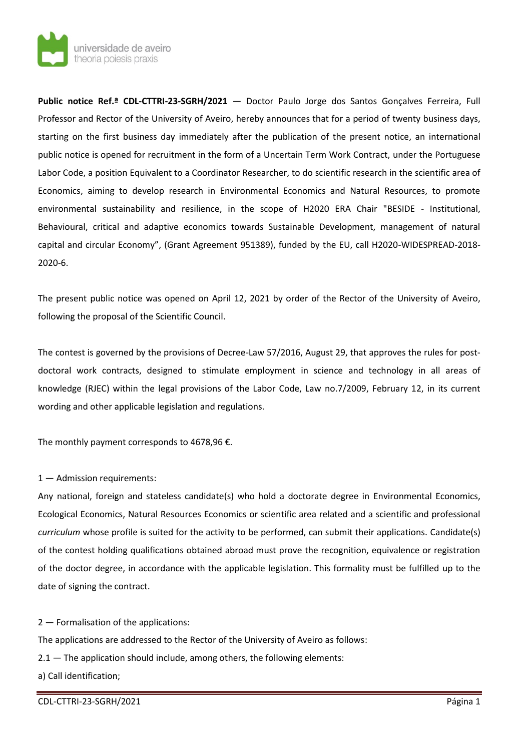**Public notice Ref.ª CDL-CTTRI-23-SGRH/2021** — Doctor Paulo Jorge dos Santos Gonçalves Ferreira, Full Professor and Rector of the University of Aveiro, hereby announces that for a period of twenty business days, starting on the first business day immediately after the publication of the present notice, an international public notice is opened for recruitment in the form of a Uncertain Term Work Contract, under the Portuguese Labor Code, a position Equivalent to a Coordinator Researcher, to do scientific research in the scientific area of Economics, aiming to develop research in Environmental Economics and Natural Resources, to promote environmental sustainability and resilience, in the scope of H2020 ERA Chair "BESIDE - Institutional, Behavioural, critical and adaptive economics towards Sustainable Development, management of natural capital and circular Economy", (Grant Agreement 951389), funded by the EU, call H2020-WIDESPREAD-2018-2020-6.

The present public notice was opened on April 12, 2021 by order of the Rector of the University of Aveiro, following the proposal of the Scientific Council.

The contest is governed by the provisions of Decree-Law 57/2016, August 29, that approves the rules for post-doctoral work contracts, designed to stimulate employment in science and technology in all areas of knowledge (RJEC) within the legal provisions of the Labor Code, Law no.7/2009, February 12, in its current wording and other applicable legislation and regulations.

The monthly payment corresponds to 4678,96 €.

1 — Admission requirements:

Any national, foreign and stateless candidate(s) who hold a doctorate degree in Environmental Economics, Ecological Economics, Natural Resources Economics or scientific area related and a scientific and professional *curriculum* whose profile is suited for the activity to be performed, can submit their applications. Candidate(s) of the contest holding qualifications obtained abroad must prove the recognition, equivalence or registration of the doctor degree, in accordance with the applicable legislation. This formality must be fulfilled up to the date of signing the contract.

2 — Formalisation of the applications:

The applications are addressed to the Rector of the University of Aveiro as follows:

2.1 — The application should include, among others, the following elements:

a) Call identification;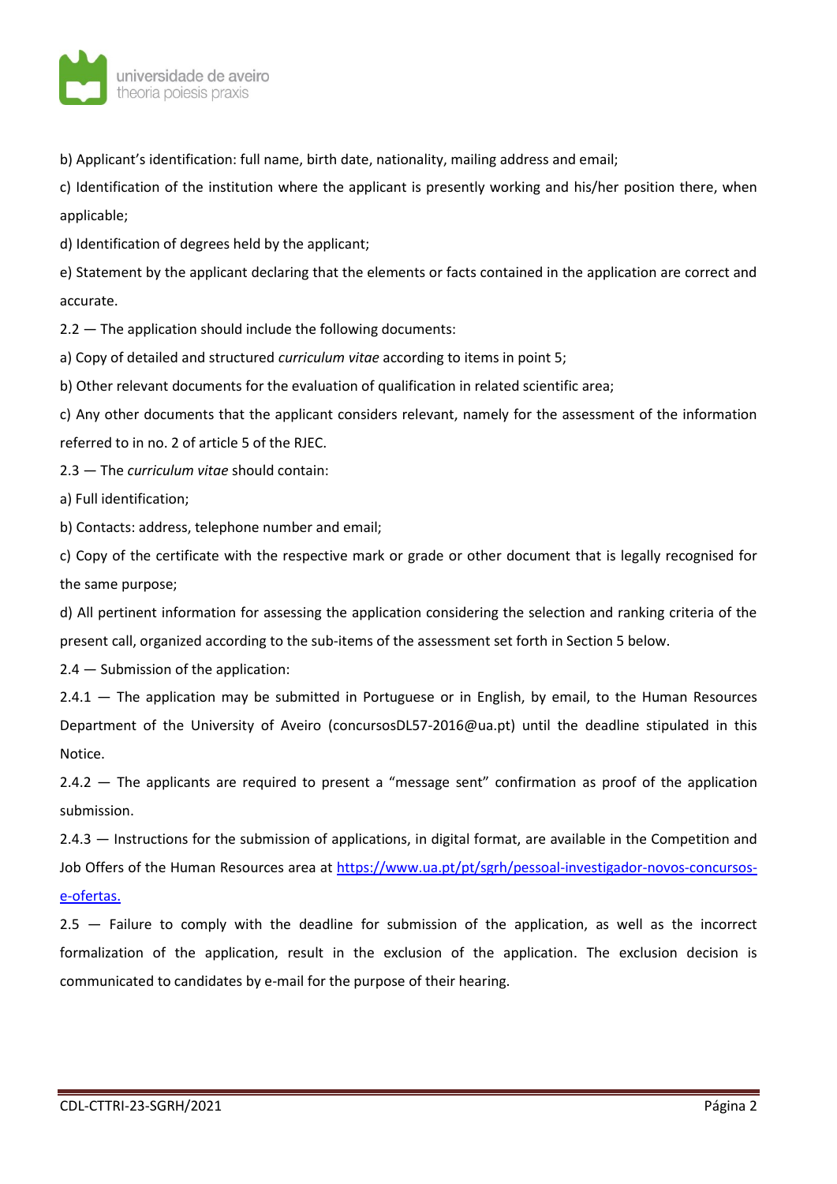b) Applicant's identification: full name, birth date, nationality, mailing address and email;

c) Identification of the institution where the applicant is presently working and his/her position there, when applicable;

d) Identification of degrees held by the applicant;

e) Statement by the applicant declaring that the elements or facts contained in the application are correct and accurate.

2.2 — The application should include the following documents:

a) Copy of detailed and structured *curriculum vitae* according to items in point 5;

b) Other relevant documents for the evaluation of qualification in related scientific area;

c) Any other documents that the applicant considers relevant, namely for the assessment of the information referred to in no. 2 of article 5 of the RJEC.

2.3 — The *curriculum vitae* should contain:

a) Full identification;

b) Contacts: address, telephone number and email;

c) Copy of the certificate with the respective mark or grade or other document that is legally recognised for the same purpose;

d) All pertinent information for assessing the application considering the selection and ranking criteria of the present call, organized according to the sub-items of the assessment set forth in Section 5 below.

2.4 — Submission of the application:

2.4.1 — The application may be submitted in Portuguese or in English, by email, to the Human Resources Department of the University of Aveiro (concursosDL57-2016@ua.pt) until the deadline stipulated in this Notice.

2.4.2 — The applicants are required to present a "message sent" confirmation as proof of the application submission.

2.4.3 — Instructions for the submission of applications, in digital format, are available in the Competition and Job Offers of the Human Resources area at [https://www.ua.pt/pt/sgrh/pessoal-investigador-novos-concursos-e-ofertas.](https://www.ua.pt/pt/sgrh/pessoal-investigador-novos-concursos-e-ofertas)

2.5 — Failure to comply with the deadline for submission of the application, as well as the incorrect formalization of the application, result in the exclusion of the application. The exclusion decision is communicated to candidates by e-mail for the purpose of their hearing.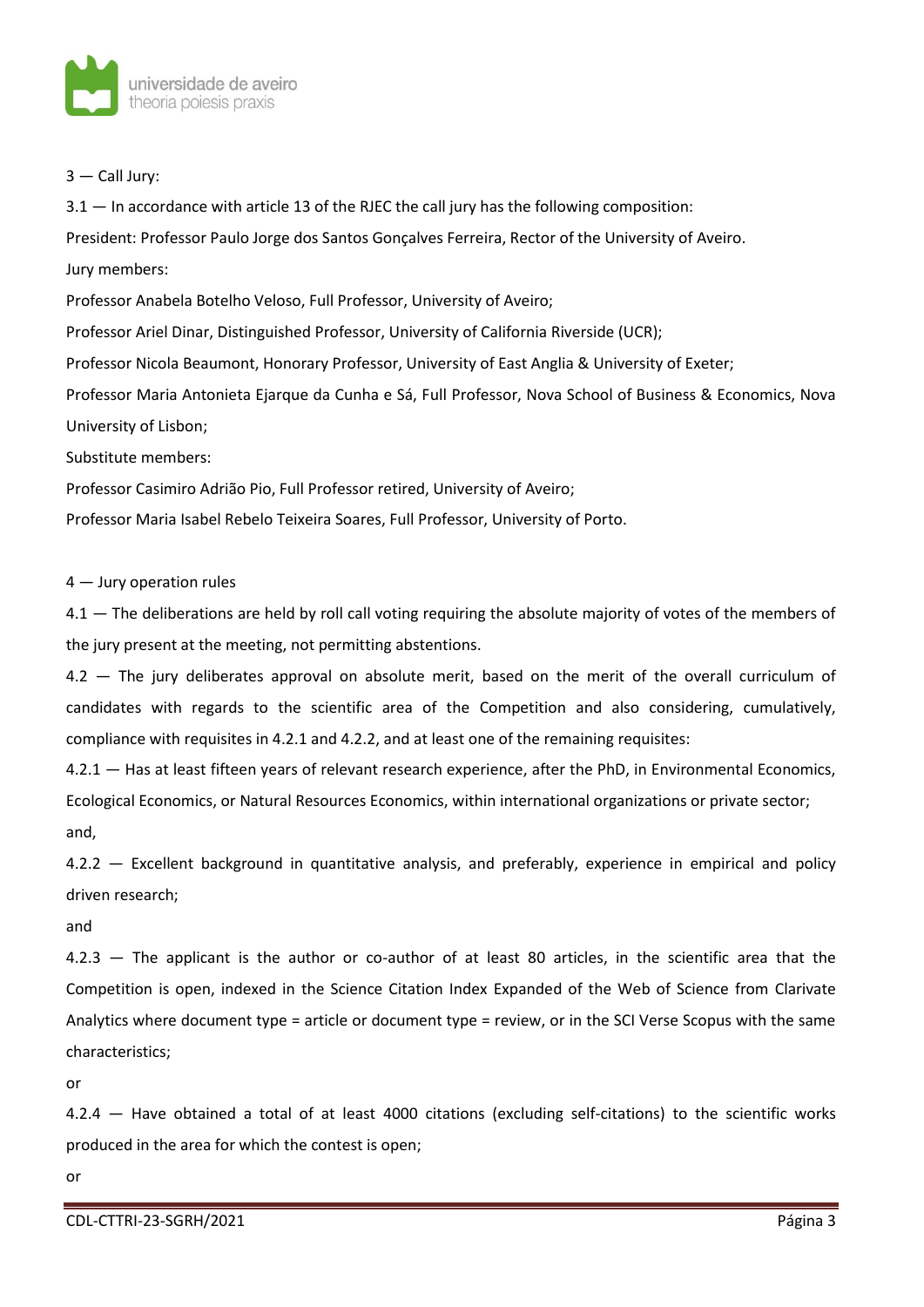3 — Call Jury:

3.1 — In accordance with article 13 of the RJEC the call jury has the following composition:

President: Professor Paulo Jorge dos Santos Gonçalves Ferreira, Rector of the University of Aveiro.

Jury members:

Professor Anabela Botelho Veloso, Full Professor, University of Aveiro;

Professor Ariel Dinar, Distinguished Professor, University of California Riverside (UCR);

Professor Nicola Beaumont, Honorary Professor, University of East Anglia & University of Exeter;

Professor Maria Antonieta Ejarque da Cunha e Sá, Full Professor, Nova School of Business & Economics, Nova University of Lisbon;

Substitute members:

Professor Casimiro Adrião Pio, Full Professor retired, University of Aveiro;

Professor Maria Isabel Rebelo Teixeira Soares, Full Professor, University of Porto.

4 — Jury operation rules

4.1 — The deliberations are held by roll call voting requiring the absolute majority of votes of the members of the jury present at the meeting, not permitting abstentions.

4.2 — The jury deliberates approval on absolute merit, based on the merit of the overall curriculum of candidates with regards to the scientific area of the Competition and also considering, cumulatively, compliance with requisites in 4.2.1 and 4.2.2, and at least one of the remaining requisites:

4.2.1 — Has at least fifteen years of relevant research experience, after the PhD, in Environmental Economics, Ecological Economics, or Natural Resources Economics, within international organizations or private sector;

and,

4.2.2 — Excellent background in quantitative analysis, and preferably, experience in empirical and policy driven research;

and

4.2.3 — The applicant is the author or co-author of at least 80 articles, in the scientific area that the Competition is open, indexed in the Science Citation Index Expanded of the Web of Science from Clarivate Analytics where document type = article or document type = review, or in the SCI Verse Scopus with the same characteristics;

or

4.2.4 — Have obtained a total of at least 4000 citations (excluding self-citations) to the scientific works produced in the area for which the contest is open;

or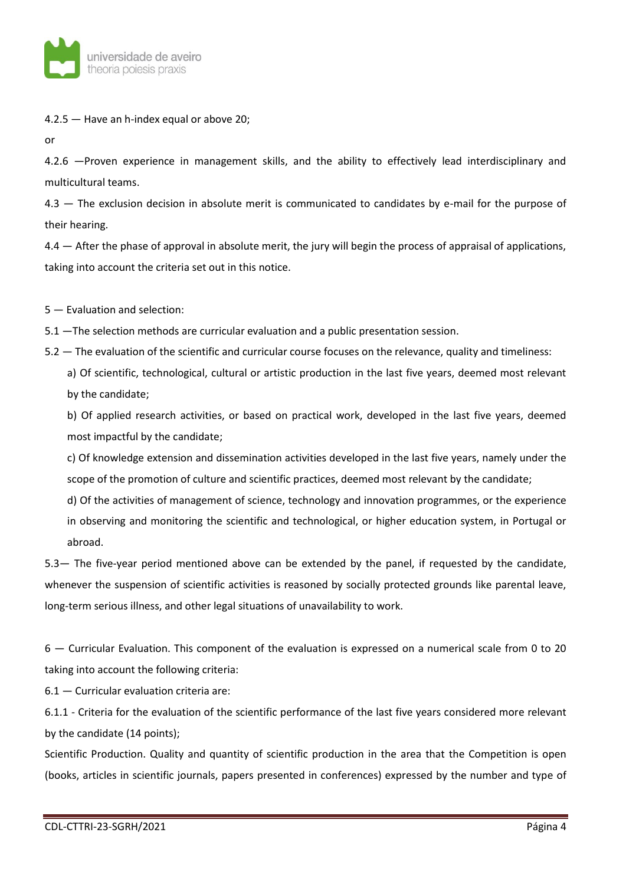4.2.5 — Have an h-index equal or above 20;

or

4.2.6 —Proven experience in management skills, and the ability to effectively lead interdisciplinary and multicultural teams.

4.3 — The exclusion decision in absolute merit is communicated to candidates by e-mail for the purpose of their hearing.

4.4 — After the phase of approval in absolute merit, the jury will begin the process of appraisal of applications, taking into account the criteria set out in this notice.

5 — Evaluation and selection:

5.1 —The selection methods are curricular evaluation and a public presentation session.

5.2 — The evaluation of the scientific and curricular course focuses on the relevance, quality and timeliness:

a) Of scientific, technological, cultural or artistic production in the last five years, deemed most relevant by the candidate;

b) Of applied research activities, or based on practical work, developed in the last five years, deemed most impactful by the candidate;

c) Of knowledge extension and dissemination activities developed in the last five years, namely under the scope of the promotion of culture and scientific practices, deemed most relevant by the candidate;

d) Of the activities of management of science, technology and innovation programmes, or the experience in observing and monitoring the scientific and technological, or higher education system, in Portugal or abroad.

5.3— The five-year period mentioned above can be extended by the panel, if requested by the candidate, whenever the suspension of scientific activities is reasoned by socially protected grounds like parental leave, long-term serious illness, and other legal situations of unavailability to work.

6 — Curricular Evaluation. This component of the evaluation is expressed on a numerical scale from 0 to 20 taking into account the following criteria:

6.1 — Curricular evaluation criteria are:

6.1.1 - Criteria for the evaluation of the scientific performance of the last five years considered more relevant by the candidate (14 points);

Scientific Production. Quality and quantity of scientific production in the area that the Competition is open (books, articles in scientific journals, papers presented in conferences) expressed by the number and type of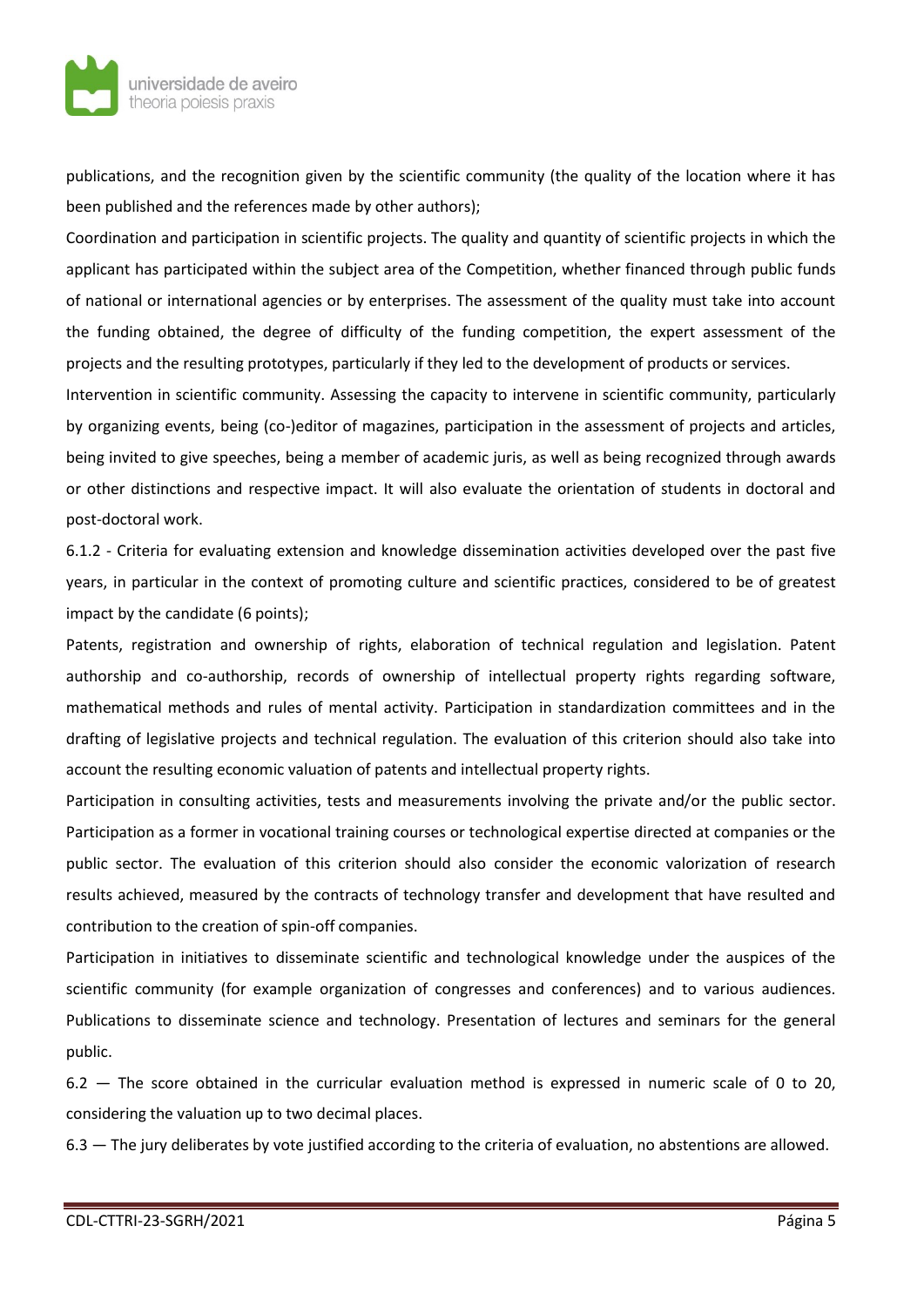publications, and the recognition given by the scientific community (the quality of the location where it has been published and the references made by other authors);

Coordination and participation in scientific projects. The quality and quantity of scientific projects in which the applicant has participated within the subject area of the Competition, whether financed through public funds of national or international agencies or by enterprises. The assessment of the quality must take into account the funding obtained, the degree of difficulty of the funding competition, the expert assessment of the projects and the resulting prototypes, particularly if they led to the development of products or services.

Intervention in scientific community. Assessing the capacity to intervene in scientific community, particularly by organizing events, being (co-)editor of magazines, participation in the assessment of projects and articles, being invited to give speeches, being a member of academic juris, as well as being recognized through awards or other distinctions and respective impact. It will also evaluate the orientation of students in doctoral and post-doctoral work.

6.1.2 - Criteria for evaluating extension and knowledge dissemination activities developed over the past five years, in particular in the context of promoting culture and scientific practices, considered to be of greatest impact by the candidate (6 points);

Patents, registration and ownership of rights, elaboration of technical regulation and legislation. Patent authorship and co-authorship, records of ownership of intellectual property rights regarding software, mathematical methods and rules of mental activity. Participation in standardization committees and in the drafting of legislative projects and technical regulation. The evaluation of this criterion should also take into account the resulting economic valuation of patents and intellectual property rights.

Participation in consulting activities, tests and measurements involving the private and/or the public sector. Participation as a former in vocational training courses or technological expertise directed at companies or the public sector. The evaluation of this criterion should also consider the economic valorization of research results achieved, measured by the contracts of technology transfer and development that have resulted and contribution to the creation of spin-off companies.

Participation in initiatives to disseminate scientific and technological knowledge under the auspices of the scientific community (for example organization of congresses and conferences) and to various audiences. Publications to disseminate science and technology. Presentation of lectures and seminars for the general public.

6.2 — The score obtained in the curricular evaluation method is expressed in numeric scale of 0 to 20, considering the valuation up to two decimal places.

6.3 — The jury deliberates by vote justified according to the criteria of evaluation, no abstentions are allowed.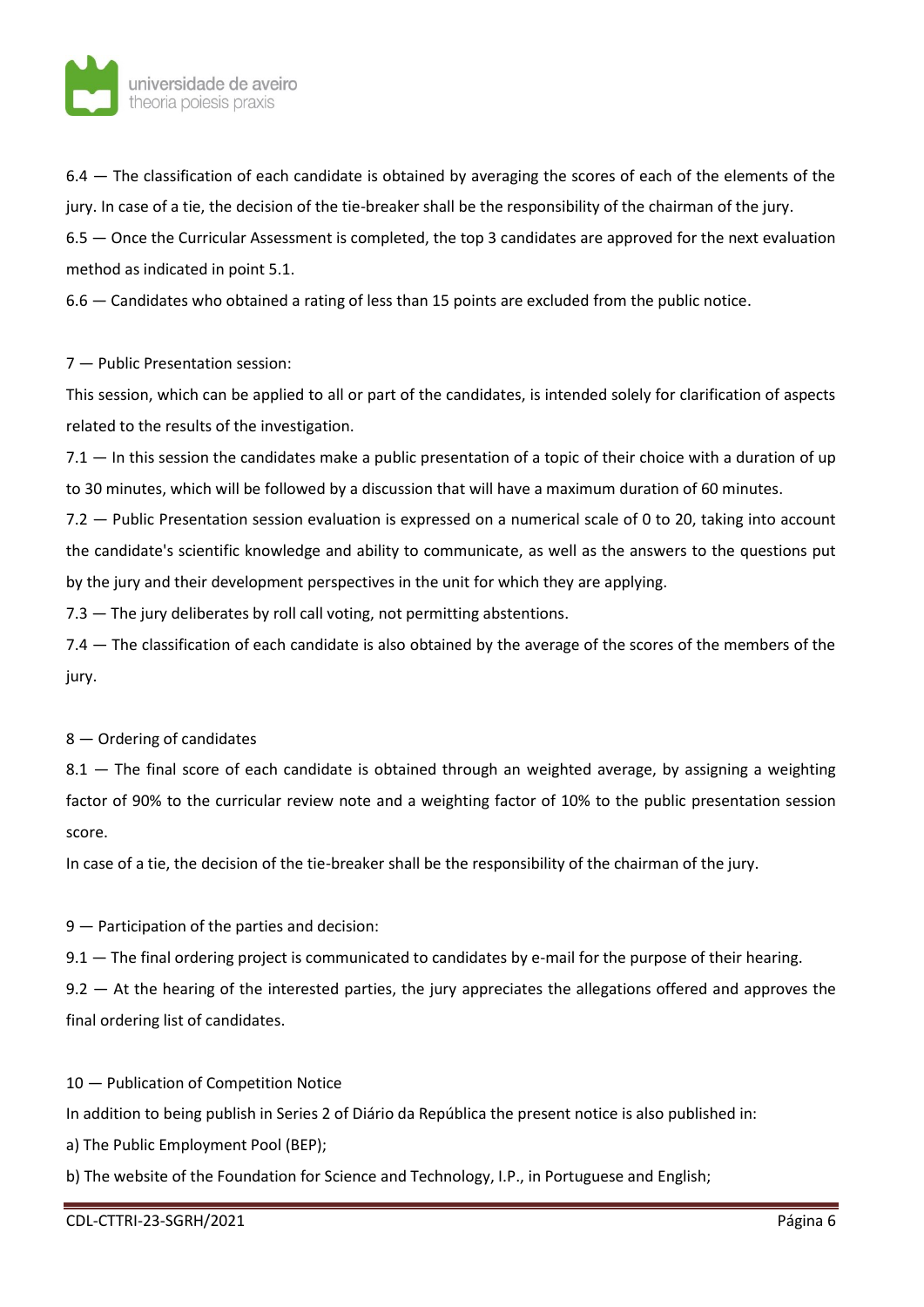6.4 — The classification of each candidate is obtained by averaging the scores of each of the elements of the jury. In case of a tie, the decision of the tie-breaker shall be the responsibility of the chairman of the jury.

6.5 — Once the Curricular Assessment is completed, the top 3 candidates are approved for the next evaluation method as indicated in point 5.1.

6.6 — Candidates who obtained a rating of less than 15 points are excluded from the public notice.

7 — Public Presentation session:

This session, which can be applied to all or part of the candidates, is intended solely for clarification of aspects related to the results of the investigation.

7.1 — In this session the candidates make a public presentation of a topic of their choice with a duration of up to 30 minutes, which will be followed by a discussion that will have a maximum duration of 60 minutes.

7.2 — Public Presentation session evaluation is expressed on a numerical scale of 0 to 20, taking into account the candidate's scientific knowledge and ability to communicate, as well as the answers to the questions put by the jury and their development perspectives in the unit for which they are applying.

7.3 — The jury deliberates by roll call voting, not permitting abstentions.

7.4 — The classification of each candidate is also obtained by the average of the scores of the members of the jury.

8 — Ordering of candidates

8.1 — The final score of each candidate is obtained through an weighted average, by assigning a weighting factor of 90% to the curricular review note and a weighting factor of 10% to the public presentation session score.

In case of a tie, the decision of the tie-breaker shall be the responsibility of the chairman of the jury.

9 — Participation of the parties and decision:

9.1 — The final ordering project is communicated to candidates by e-mail for the purpose of their hearing.

9.2 — At the hearing of the interested parties, the jury appreciates the allegations offered and approves the final ordering list of candidates.

10 — Publication of Competition Notice

In addition to being publish in Series 2 of Diário da República the present notice is also published in:

a) The Public Employment Pool (BEP);

b) The website of the Foundation for Science and Technology, I.P., in Portuguese and English;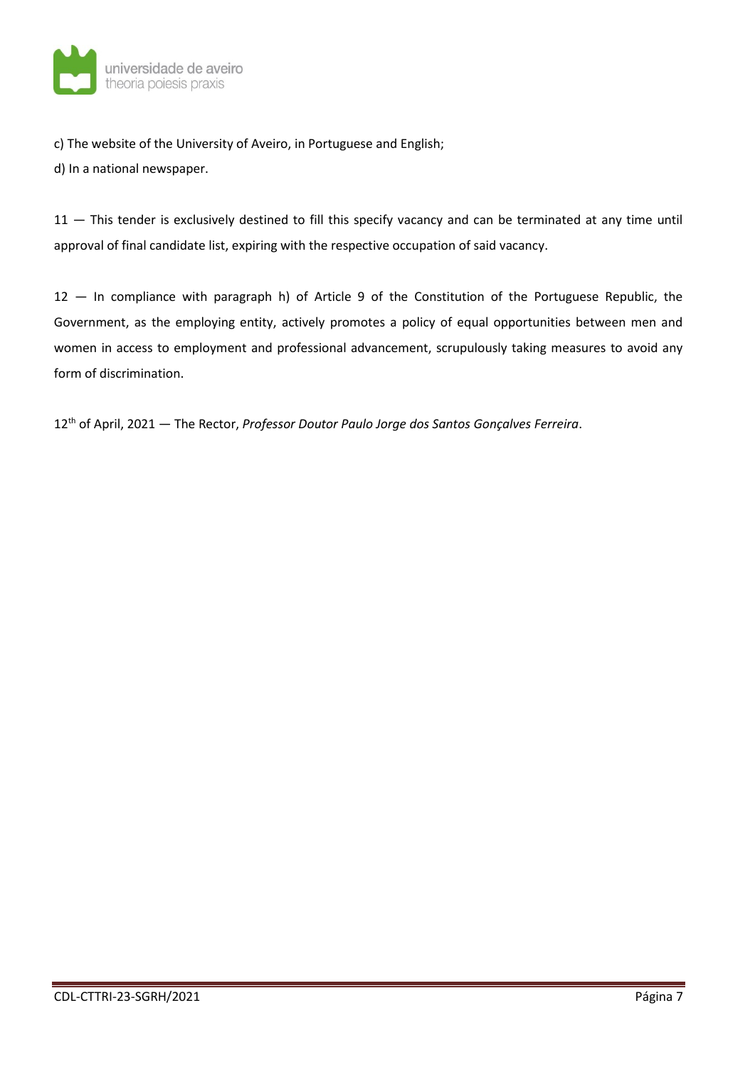c) The website of the University of Aveiro, in Portuguese and English;

d) In a national newspaper.

11 — This tender is exclusively destined to fill this specify vacancy and can be terminated at any time until approval of final candidate list, expiring with the respective occupation of said vacancy.

12 — In compliance with paragraph h) of Article 9 of the Constitution of the Portuguese Republic, the Government, as the employing entity, actively promotes a policy of equal opportunities between men and women in access to employment and professional advancement, scrupulously taking measures to avoid any form of discrimination.

12th of April, 2021 — The Rector, *Professor Doutor Paulo Jorge dos Santos Gonçalves Ferreira*.